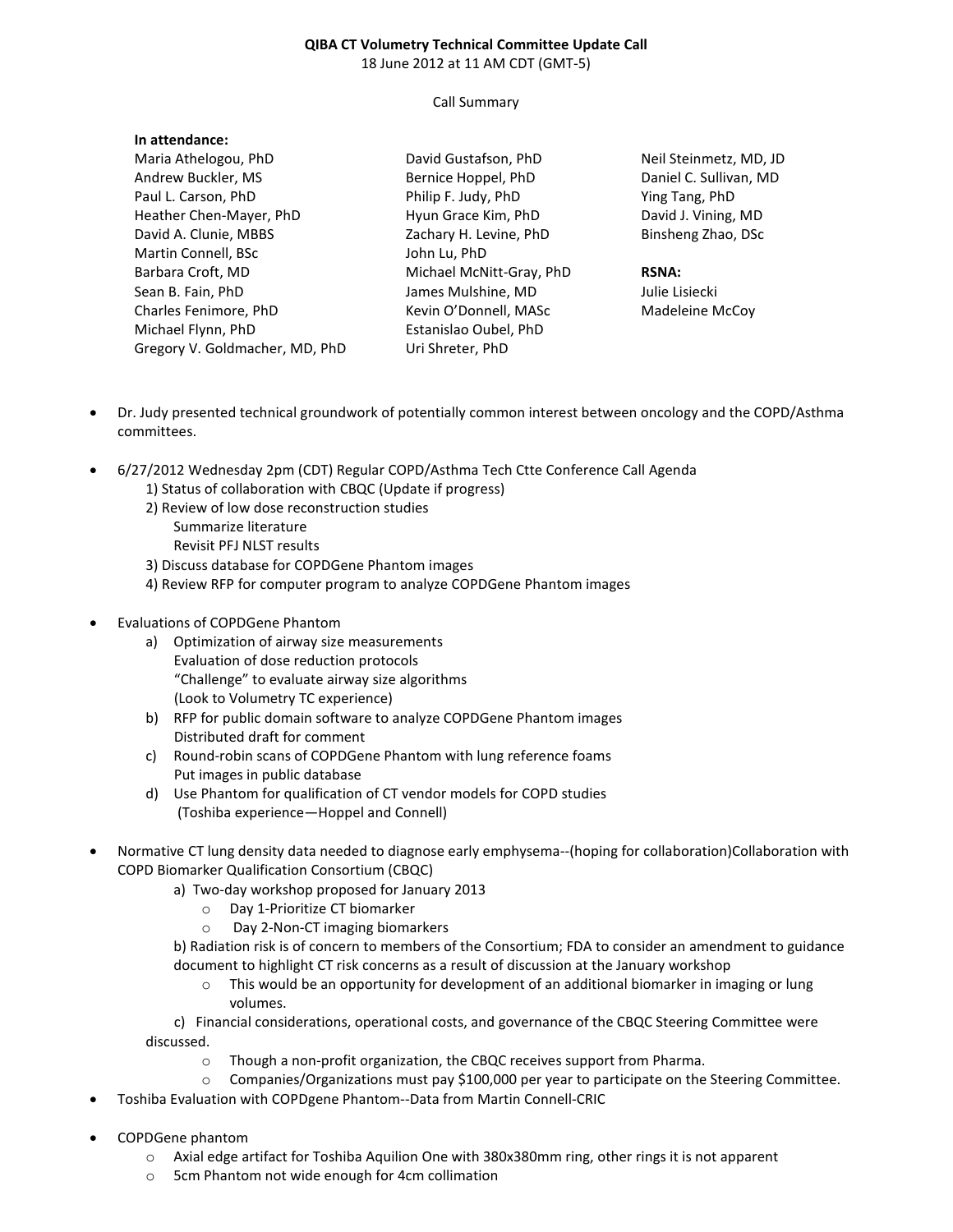**QIBA CT Volumetry Technical Committee Update Call**

18 June 2012 at 11 AM CDT (GMT-5)

Call Summary

**In attendance:**

| | | |
|---|---|---|
| Maria Athelogou, PhD | David Gustafson, PhD | Neil Steinmetz, MD, JD |
| Andrew Buckler, MS | Bernice Hoppel, PhD | Daniel C. Sullivan, MD |
| Paul L. Carson, PhD | Philip F. Judy, PhD | Ying Tang, PhD |
| Heather Chen-Mayer, PhD | Hyun Grace Kim, PhD | David J. Vining, MD |
| David A. Clunie, MBBS | Zachary H. Levine, PhD | Binsheng Zhao, DSc |
| Martin Connell, BSc | John Lu, PhD | |
| Barbara Croft, MD | Michael McNitt-Gray, PhD | **RSNA:** |
| Sean B. Fain, PhD | James Mulshine, MD | Julie Lisiecki |
| Charles Fenimore, PhD | Kevin O'Donnell, MASc | Madeleine McCoy |
| Michael Flynn, PhD | Estanislao Oubel, PhD | |
| Gregory V. Goldmacher, MD, PhD | Uri Shreter, PhD | |

- Dr. Judy presented technical groundwork of potentially common interest between oncology and the COPD/Asthma committees.

- 6/27/2012 Wednesday 2pm (CDT) Regular COPD/Asthma Tech Ctte Conference Call Agenda
  1) Status of collaboration with CBQC (Update if progress)
  2) Review of low dose reconstruction studies
     Summarize literature
     Revisit PFJ NLST results
  3) Discuss database for COPDGene Phantom images
  4) Review RFP for computer program to analyze COPDGene Phantom images

- Evaluations of COPDGene Phantom
  a) Optimization of airway size measurements
     Evaluation of dose reduction protocols
     "Challenge" to evaluate airway size algorithms
     (Look to Volumetry TC experience)
  b) RFP for public domain software to analyze COPDGene Phantom images
     Distributed draft for comment
  c) Round-robin scans of COPDGene Phantom with lung reference foams
     Put images in public database
  d) Use Phantom for qualification of CT vendor models for COPD studies
     (Toshiba experience—Hoppel and Connell)

- Normative CT lung density data needed to diagnose early emphysema--(hoping for collaboration)Collaboration with COPD Biomarker Qualification Consortium (CBQC)
  a) Two-day workshop proposed for January 2013
     - Day 1-Prioritize CT biomarker
     - Day 2-Non-CT imaging biomarkers

  b) Radiation risk is of concern to members of the Consortium; FDA to consider an amendment to guidance document to highlight CT risk concerns as a result of discussion at the January workshop
     - This would be an opportunity for development of an additional biomarker in imaging or lung volumes.

  c) Financial considerations, operational costs, and governance of the CBQC Steering Committee were discussed.
     - Though a non-profit organization, the CBQC receives support from Pharma.
     - Companies/Organizations must pay $100,000 per year to participate on the Steering Committee.
- Toshiba Evaluation with COPDgene Phantom--Data from Martin Connell-CRIC

- COPDGene phantom
  - Axial edge artifact for Toshiba Aquilion One with 380x380mm ring, other rings it is not apparent
  - 5cm Phantom not wide enough for 4cm collimation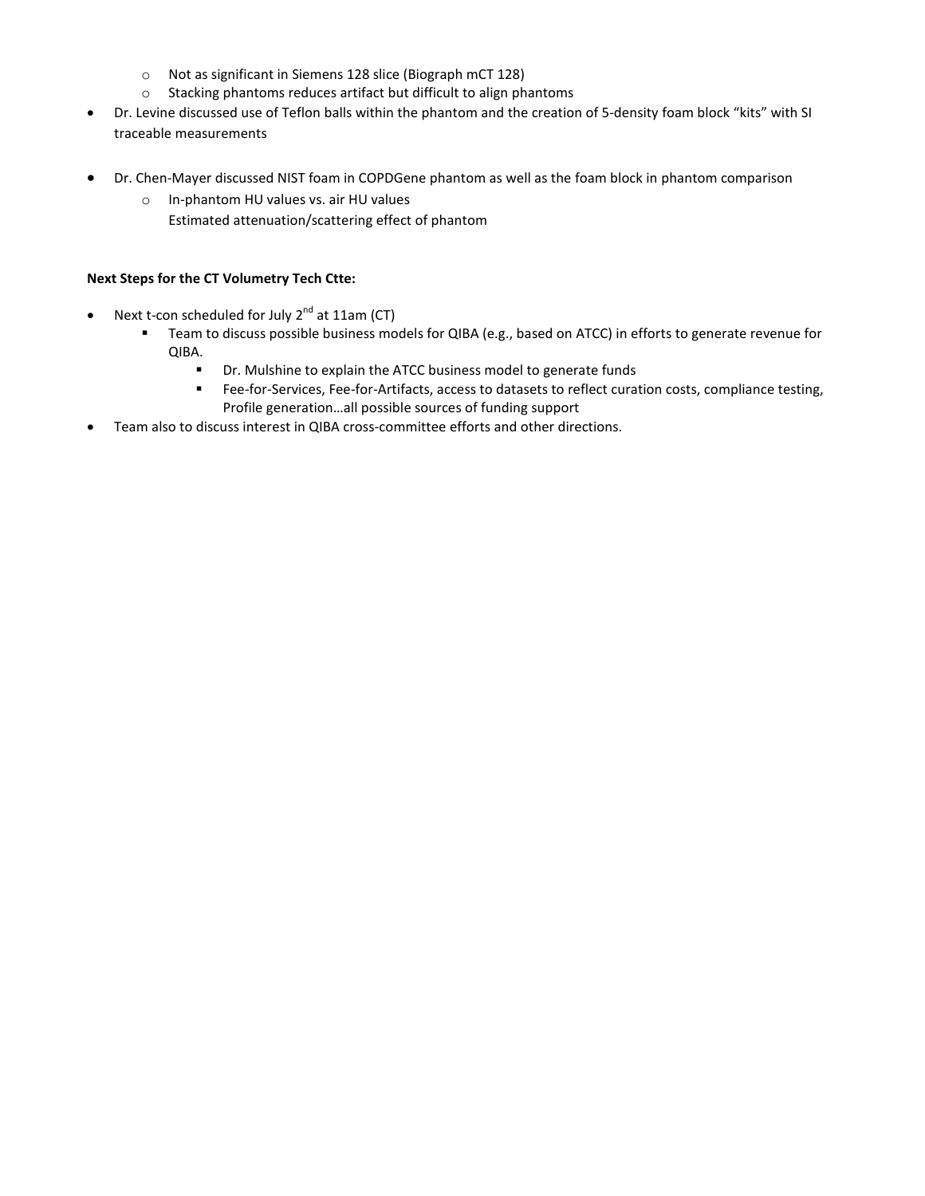- Not as significant in Siemens 128 slice (Biograph mCT 128)
    - Stacking phantoms reduces artifact but difficult to align phantoms
- Dr. Levine discussed use of Teflon balls within the phantom and the creation of 5-density foam block "kits" with SI traceable measurements

- Dr. Chen-Mayer discussed NIST foam in COPDGene phantom as well as the foam block in phantom comparison
    - In-phantom HU values vs. air HU values
      Estimated attenuation/scattering effect of phantom

**Next Steps for the CT Volumetry Tech Ctte:**

- Next t-con scheduled for July 2nd at 11am (CT)
    - Team to discuss possible business models for QIBA (e.g., based on ATCC) in efforts to generate revenue for QIBA.
        - Dr. Mulshine to explain the ATCC business model to generate funds
        - Fee-for-Services, Fee-for-Artifacts, access to datasets to reflect curation costs, compliance testing, Profile generation…all possible sources of funding support
- Team also to discuss interest in QIBA cross-committee efforts and other directions.